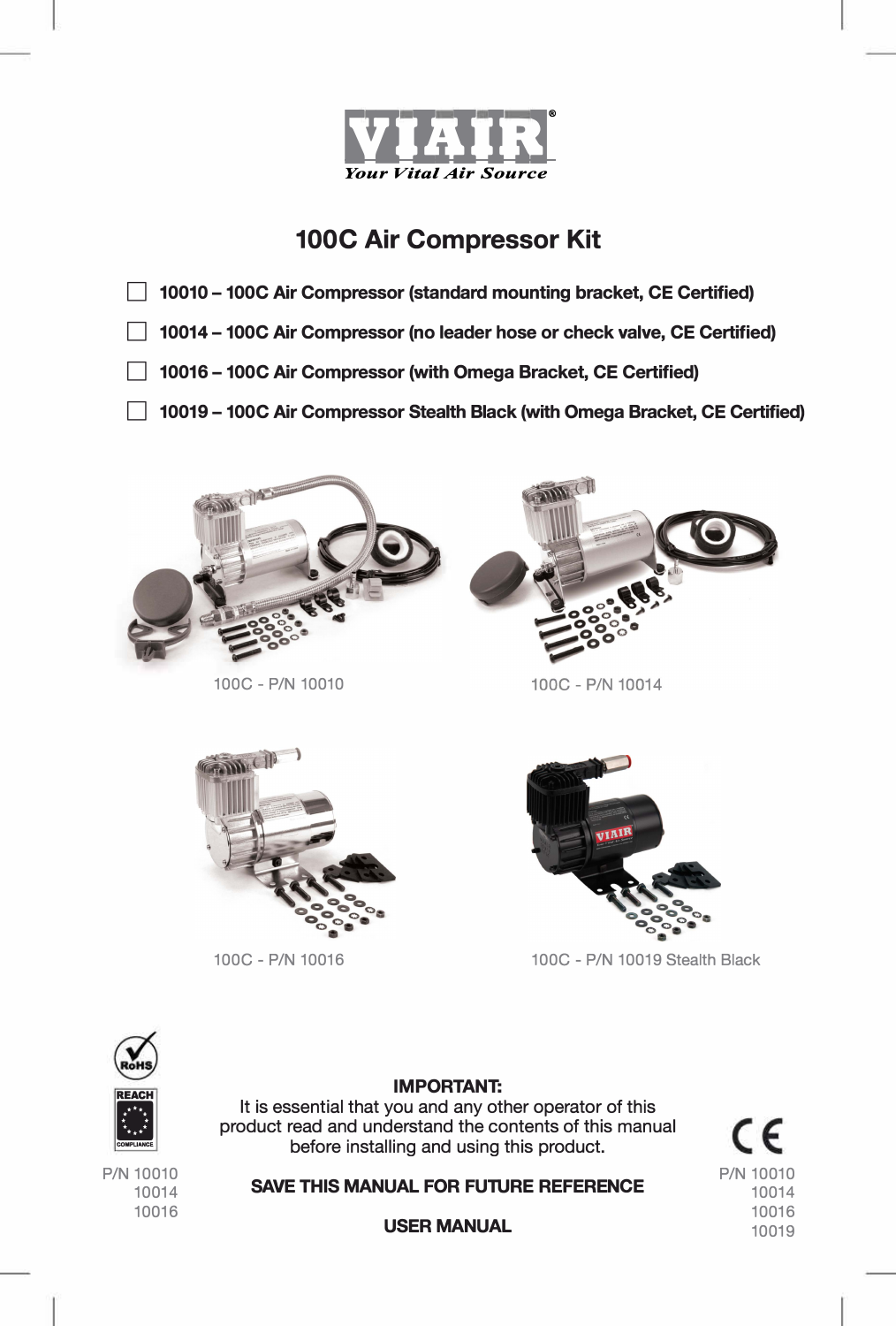VIAIR®
*Your Vital Air Source*

# 100C Air Compressor Kit

- ☐ **10010 – 100C Air Compressor (standard mounting bracket, CE Certified)**
- ☐ **10014 – 100C Air Compressor (no leader hose or check valve, CE Certified)**
- ☐ **10016 – 100C Air Compressor (with Omega Bracket, CE Certified)**
- ☐ **10019 – 100C Air Compressor Stealth Black (with Omega Bracket, CE Certified)**

100C - P/N 10010

100C - P/N 10014

100C - P/N 10016

100C - P/N 10019 Stealth Black

RoHS

REACH COMPLIANCE

P/N 10010
10014
10016

**IMPORTANT:**
It is essential that you and any other operator of this product read and understand the contents of this manual before installing and using this product.

**SAVE THIS MANUAL FOR FUTURE REFERENCE**

**USER MANUAL**

CE

P/N 10010
10014
10016
10019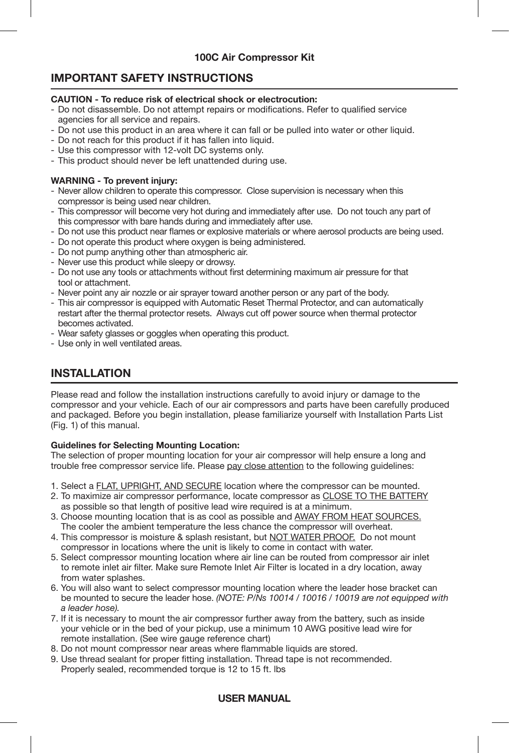**100C Air Compressor Kit**

## IMPORTANT SAFETY INSTRUCTIONS

**CAUTION - To reduce risk of electrical shock or electrocution:**

- Do not disassemble. Do not attempt repairs or modifications. Refer to qualified service agencies for all service and repairs.
- Do not use this product in an area where it can fall or be pulled into water or other liquid.
- Do not reach for this product if it has fallen into liquid.
- Use this compressor with 12-volt DC systems only.
- This product should never be left unattended during use.

**WARNING - To prevent injury:**

- Never allow children to operate this compressor. Close supervision is necessary when this compressor is being used near children.
- This compressor will become very hot during and immediately after use. Do not touch any part of this compressor with bare hands during and immediately after use.
- Do not use this product near flames or explosive materials or where aerosol products are being used.
- Do not operate this product where oxygen is being administered.
- Do not pump anything other than atmospheric air.
- Never use this product while sleepy or drowsy.
- Do not use any tools or attachments without first determining maximum air pressure for that tool or attachment.
- Never point any air nozzle or air sprayer toward another person or any part of the body.
- This air compressor is equipped with Automatic Reset Thermal Protector, and can automatically restart after the thermal protector resets. Always cut off power source when thermal protector becomes activated.
- Wear safety glasses or goggles when operating this product.
- Use only in well ventilated areas.

## INSTALLATION

Please read and follow the installation instructions carefully to avoid injury or damage to the compressor and your vehicle. Each of our air compressors and parts have been carefully produced and packaged. Before you begin installation, please familiarize yourself with Installation Parts List (Fig. 1) of this manual.

**Guidelines for Selecting Mounting Location:**

The selection of proper mounting location for your air compressor will help ensure a long and trouble free compressor service life. Please pay close attention to the following guidelines:

1. Select a FLAT, UPRIGHT, AND SECURE location where the compressor can be mounted.
2. To maximize air compressor performance, locate compressor as CLOSE TO THE BATTERY as possible so that length of positive lead wire required is at a minimum.
3. Choose mounting location that is as cool as possible and AWAY FROM HEAT SOURCES. The cooler the ambient temperature the less chance the compressor will overheat.
4. This compressor is moisture & splash resistant, but NOT WATER PROOF. Do not mount compressor in locations where the unit is likely to come in contact with water.
5. Select compressor mounting location where air line can be routed from compressor air inlet to remote inlet air filter. Make sure Remote Inlet Air Filter is located in a dry location, away from water splashes.
6. You will also want to select compressor mounting location where the leader hose bracket can be mounted to secure the leader hose. *(NOTE: P/Ns 10014 / 10016 / 10019 are not equipped with a leader hose).*
7. If it is necessary to mount the air compressor further away from the battery, such as inside your vehicle or in the bed of your pickup, use a minimum 10 AWG positive lead wire for remote installation. (See wire gauge reference chart)
8. Do not mount compressor near areas where flammable liquids are stored.
9. Use thread sealant for proper fitting installation. Thread tape is not recommended. Properly sealed, recommended torque is 12 to 15 ft. lbs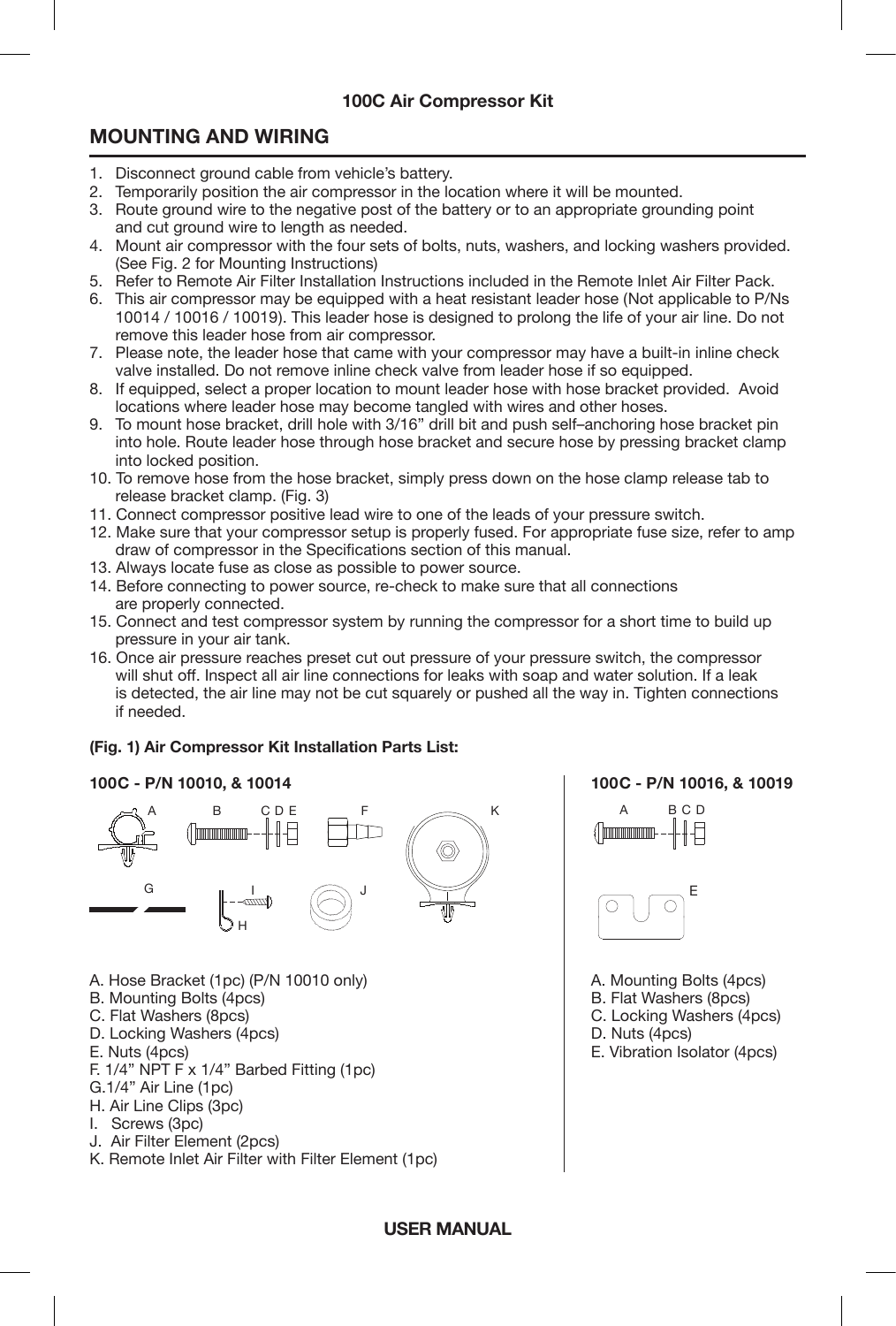100C Air Compressor Kit

## MOUNTING AND WIRING

1. Disconnect ground cable from vehicle's battery.
2. Temporarily position the air compressor in the location where it will be mounted.
3. Route ground wire to the negative post of the battery or to an appropriate grounding point and cut ground wire to length as needed.
4. Mount air compressor with the four sets of bolts, nuts, washers, and locking washers provided. (See Fig. 2 for Mounting Instructions)
5. Refer to Remote Air Filter Installation Instructions included in the Remote Inlet Air Filter Pack.
6. This air compressor may be equipped with a heat resistant leader hose (Not applicable to P/Ns 10014 / 10016 / 10019). This leader hose is designed to prolong the life of your air line. Do not remove this leader hose from air compressor.
7. Please note, the leader hose that came with your compressor may have a built-in inline check valve installed. Do not remove inline check valve from leader hose if so equipped.
8. If equipped, select a proper location to mount leader hose with hose bracket provided. Avoid locations where leader hose may become tangled with wires and other hoses.
9. To mount hose bracket, drill hole with 3/16" drill bit and push self–anchoring hose bracket pin into hole. Route leader hose through hose bracket and secure hose by pressing bracket clamp into locked position.
10. To remove hose from the hose bracket, simply press down on the hose clamp release tab to release bracket clamp. (Fig. 3)
11. Connect compressor positive lead wire to one of the leads of your pressure switch.
12. Make sure that your compressor setup is properly fused. For appropriate fuse size, refer to amp draw of compressor in the Specifications section of this manual.
13. Always locate fuse as close as possible to power source.
14. Before connecting to power source, re-check to make sure that all connections are properly connected.
15. Connect and test compressor system by running the compressor for a short time to build up pressure in your air tank.
16. Once air pressure reaches preset cut out pressure of your pressure switch, the compressor will shut off. Inspect all air line connections for leaks with soap and water solution. If a leak is detected, the air line may not be cut squarely or pushed all the way in. Tighten connections if needed.

**(Fig. 1) Air Compressor Kit Installation Parts List:**

**100C - P/N 10010, & 10014**

A. Hose Bracket (1pc) (P/N 10010 only)
B. Mounting Bolts (4pcs)
C. Flat Washers (8pcs)
D. Locking Washers (4pcs)
E. Nuts (4pcs)
F. 1/4" NPT F x 1/4" Barbed Fitting (1pc)
G. 1/4" Air Line (1pc)
H. Air Line Clips (3pc)
I. Screws (3pc)
J. Air Filter Element (2pcs)
K. Remote Inlet Air Filter with Filter Element (1pc)

**100C - P/N 10016, & 10019**

A. Mounting Bolts (4pcs)
B. Flat Washers (8pcs)
C. Locking Washers (4pcs)
D. Nuts (4pcs)
E. Vibration Isolator (4pcs)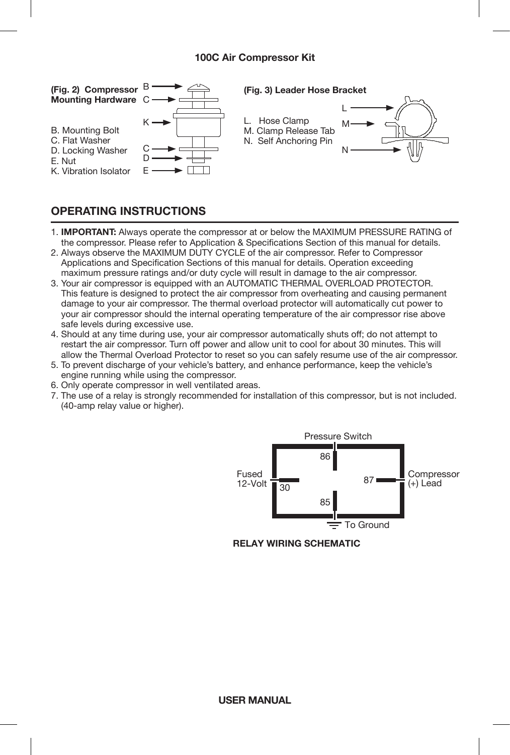## 100C Air Compressor Kit

**(Fig. 2) Compressor Mounting Hardware**

B. Mounting Bolt
C. Flat Washer
D. Locking Washer
E. Nut
K. Vibration Isolator

**(Fig. 3) Leader Hose Bracket**

L. Hose Clamp
M. Clamp Release Tab
N. Self Anchoring Pin

## OPERATING INSTRUCTIONS

1. **IMPORTANT:** Always operate the compressor at or below the MAXIMUM PRESSURE RATING of the compressor. Please refer to Application & Specifications Section of this manual for details.
2. Always observe the MAXIMUM DUTY CYCLE of the air compressor. Refer to Compressor Applications and Specification Sections of this manual for details. Operation exceeding maximum pressure ratings and/or duty cycle will result in damage to the air compressor.
3. Your air compressor is equipped with an AUTOMATIC THERMAL OVERLOAD PROTECTOR. This feature is designed to protect the air compressor from overheating and causing permanent damage to your air compressor. The thermal overload protector will automatically cut power to your air compressor should the internal operating temperature of the air compressor rise above safe levels during excessive use.
4. Should at any time during use, your air compressor automatically shuts off; do not attempt to restart the air compressor. Turn off power and allow unit to cool for about 30 minutes. This will allow the Thermal Overload Protector to reset so you can safely resume use of the air compressor.
5. To prevent discharge of your vehicle's battery, and enhance performance, keep the vehicle's engine running while using the compressor.
6. Only operate compressor in well ventilated areas.
7. The use of a relay is strongly recommended for installation of this compressor, but is not included. (40-amp relay value or higher).

Pressure Switch — 86
Fused 12-Volt — 30
Compressor (+) Lead — 87
To Ground — 85

**RELAY WIRING SCHEMATIC**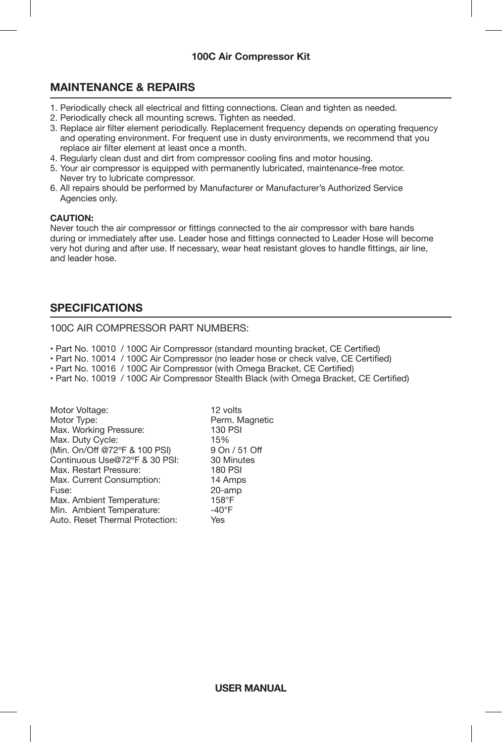## MAINTENANCE & REPAIRS

1. Periodically check all electrical and fitting connections. Clean and tighten as needed.
2. Periodically check all mounting screws. Tighten as needed.
3. Replace air filter element periodically. Replacement frequency depends on operating frequency and operating environment. For frequent use in dusty environments, we recommend that you replace air filter element at least once a month.
4. Regularly clean dust and dirt from compressor cooling fins and motor housing.
5. Your air compressor is equipped with permanently lubricated, maintenance-free motor. Never try to lubricate compressor.
6. All repairs should be performed by Manufacturer or Manufacturer's Authorized Service Agencies only.

**CAUTION:**
Never touch the air compressor or fittings connected to the air compressor with bare hands during or immediately after use. Leader hose and fittings connected to Leader Hose will become very hot during and after use. If necessary, wear heat resistant gloves to handle fittings, air line, and leader hose.

## SPECIFICATIONS

100C AIR COMPRESSOR PART NUMBERS:

- Part No. 10010 / 100C Air Compressor (standard mounting bracket, CE Certified)
- Part No. 10014 / 100C Air Compressor (no leader hose or check valve, CE Certified)
- Part No. 10016 / 100C Air Compressor (with Omega Bracket, CE Certified)
- Part No. 10019 / 100C Air Compressor Stealth Black (with Omega Bracket, CE Certified)

| | |
|---|---|
| Motor Voltage: | 12 volts |
| Motor Type: | Perm. Magnetic |
| Max. Working Pressure: | 130 PSI |
| Max. Duty Cycle: | 15% |
| (Min. On/Off @72°F & 100 PSI) | 9 On / 51 Off |
| Continuous Use@72°F & 30 PSI: | 30 Minutes |
| Max. Restart Pressure: | 180 PSI |
| Max. Current Consumption: | 14 Amps |
| Fuse: | 20-amp |
| Max. Ambient Temperature: | 158°F |
| Min. Ambient Temperature: | -40°F |
| Auto. Reset Thermal Protection: | Yes |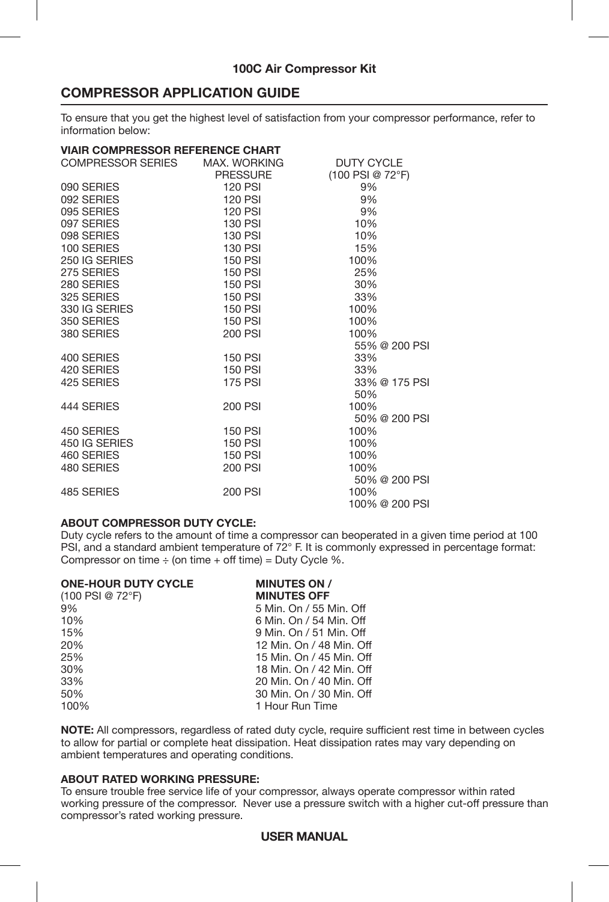# COMPRESSOR APPLICATION GUIDE

To ensure that you get the highest level of satisfaction from your compressor performance, refer to information below:

**VIAIR COMPRESSOR REFERENCE CHART**

| COMPRESSOR SERIES | MAX. WORKING PRESSURE | DUTY CYCLE (100 PSI @ 72°F) |
|---|---|---|
| 090 SERIES | 120 PSI | 9% |
| 092 SERIES | 120 PSI | 9% |
| 095 SERIES | 120 PSI | 9% |
| 097 SERIES | 130 PSI | 10% |
| 098 SERIES | 130 PSI | 10% |
| 100 SERIES | 130 PSI | 15% |
| 250 IG SERIES | 150 PSI | 100% |
| 275 SERIES | 150 PSI | 25% |
| 280 SERIES | 150 PSI | 30% |
| 325 SERIES | 150 PSI | 33% |
| 330 IG SERIES | 150 PSI | 100% |
| 350 SERIES | 150 PSI | 100% |
| 380 SERIES | 200 PSI | 100%<br>55% @ 200 PSI |
| 400 SERIES | 150 PSI | 33% |
| 420 SERIES | 150 PSI | 33% |
| 425 SERIES | 175 PSI | 33% @ 175 PSI<br>50% |
| 444 SERIES | 200 PSI | 100%<br>50% @ 200 PSI |
| 450 SERIES | 150 PSI | 100% |
| 450 IG SERIES | 150 PSI | 100% |
| 460 SERIES | 150 PSI | 100% |
| 480 SERIES | 200 PSI | 100%<br>50% @ 200 PSI |
| 485 SERIES | 200 PSI | 100%<br>100% @ 200 PSI |

**ABOUT COMPRESSOR DUTY CYCLE:**
Duty cycle refers to the amount of time a compressor can beoperated in a given time period at 100 PSI, and a standard ambient temperature of 72° F. It is commonly expressed in percentage format: Compressor on time ÷ (on time + off time) = Duty Cycle %.

| **ONE-HOUR DUTY CYCLE** (100 PSI @ 72°F) | **MINUTES ON / MINUTES OFF** |
|---|---|
| 9% | 5 Min. On / 55 Min. Off |
| 10% | 6 Min. On / 54 Min. Off |
| 15% | 9 Min. On / 51 Min. Off |
| 20% | 12 Min. On / 48 Min. Off |
| 25% | 15 Min. On / 45 Min. Off |
| 30% | 18 Min. On / 42 Min. Off |
| 33% | 20 Min. On / 40 Min. Off |
| 50% | 30 Min. On / 30 Min. Off |
| 100% | 1 Hour Run Time |

**NOTE:** All compressors, regardless of rated duty cycle, require sufficient rest time in between cycles to allow for partial or complete heat dissipation. Heat dissipation rates may vary depending on ambient temperatures and operating conditions.

**ABOUT RATED WORKING PRESSURE:**
To ensure trouble free service life of your compressor, always operate compressor within rated working pressure of the compressor. Never use a pressure switch with a higher cut-off pressure than compressor's rated working pressure.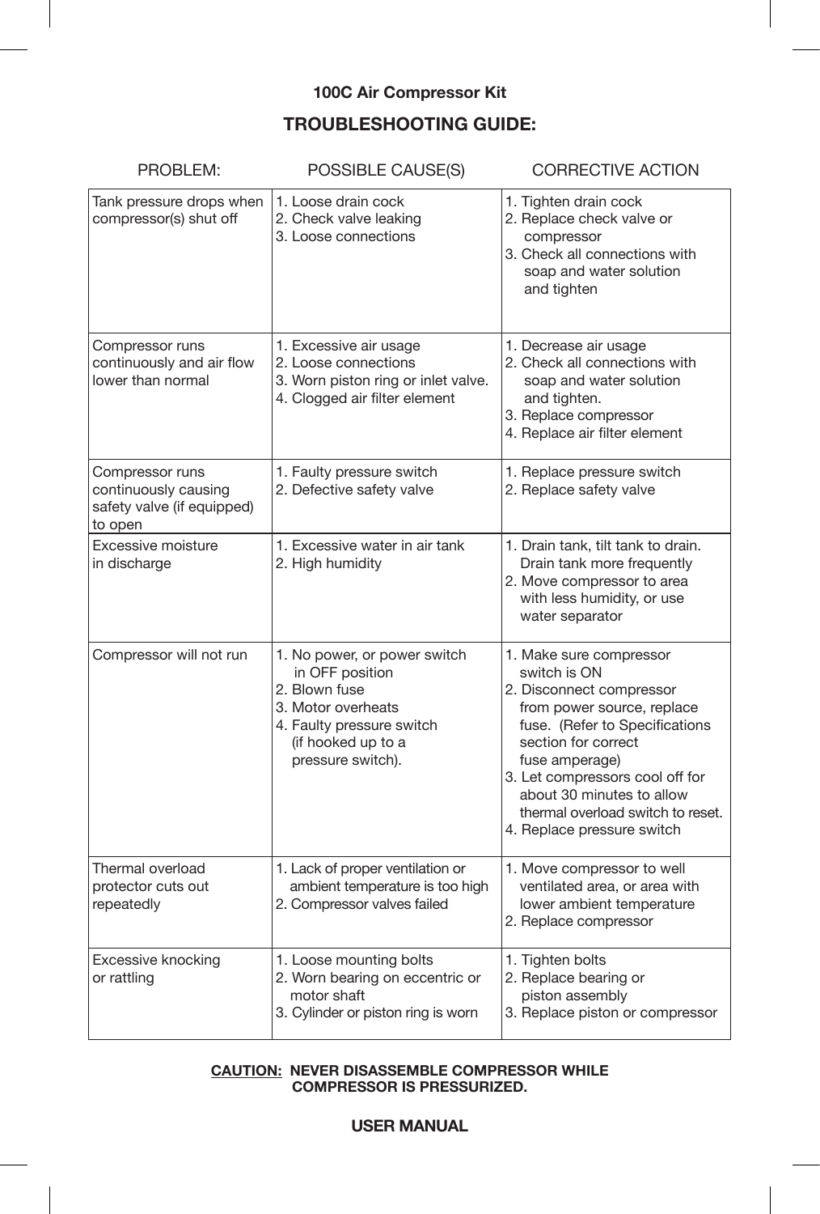**100C Air Compressor Kit**

## TROUBLESHOOTING GUIDE:

| PROBLEM: | POSSIBLE CAUSE(S) | CORRECTIVE ACTION |
|---|---|---|
| Tank pressure drops when compressor(s) shut off | 1. Loose drain cock<br>2. Check valve leaking<br>3. Loose connections | 1. Tighten drain cock<br>2. Replace check valve or compressor<br>3. Check all connections with soap and water solution and tighten |
| Compressor runs continuously and air flow lower than normal | 1. Excessive air usage<br>2. Loose connections<br>3. Worn piston ring or inlet valve.<br>4. Clogged air filter element | 1. Decrease air usage<br>2. Check all connections with soap and water solution and tighten.<br>3. Replace compressor<br>4. Replace air filter element |
| Compressor runs continuously causing safety valve (if equipped) to open | 1. Faulty pressure switch<br>2. Defective safety valve | 1. Replace pressure switch<br>2. Replace safety valve |
| Excessive moisture in discharge | 1. Excessive water in air tank<br>2. High humidity | 1. Drain tank, tilt tank to drain. Drain tank more frequently<br>2. Move compressor to area with less humidity, or use water separator |
| Compressor will not run | 1. No power, or power switch in OFF position<br>2. Blown fuse<br>3. Motor overheats<br>4. Faulty pressure switch (if hooked up to a pressure switch). | 1. Make sure compressor switch is ON<br>2. Disconnect compressor from power source, replace fuse. (Refer to Specifications section for correct fuse amperage)<br>3. Let compressors cool off for about 30 minutes to allow thermal overload switch to reset.<br>4. Replace pressure switch |
| Thermal overload protector cuts out repeatedly | 1. Lack of proper ventilation or ambient temperature is too high<br>2. Compressor valves failed | 1. Move compressor to well ventilated area, or area with lower ambient temperature<br>2. Replace compressor |
| Excessive knocking or rattling | 1. Loose mounting bolts<br>2. Worn bearing on eccentric or motor shaft<br>3. Cylinder or piston ring is worn | 1. Tighten bolts<br>2. Replace bearing or piston assembly<br>3. Replace piston or compressor |

**CAUTION: NEVER DISASSEMBLE COMPRESSOR WHILE COMPRESSOR IS PRESSURIZED.**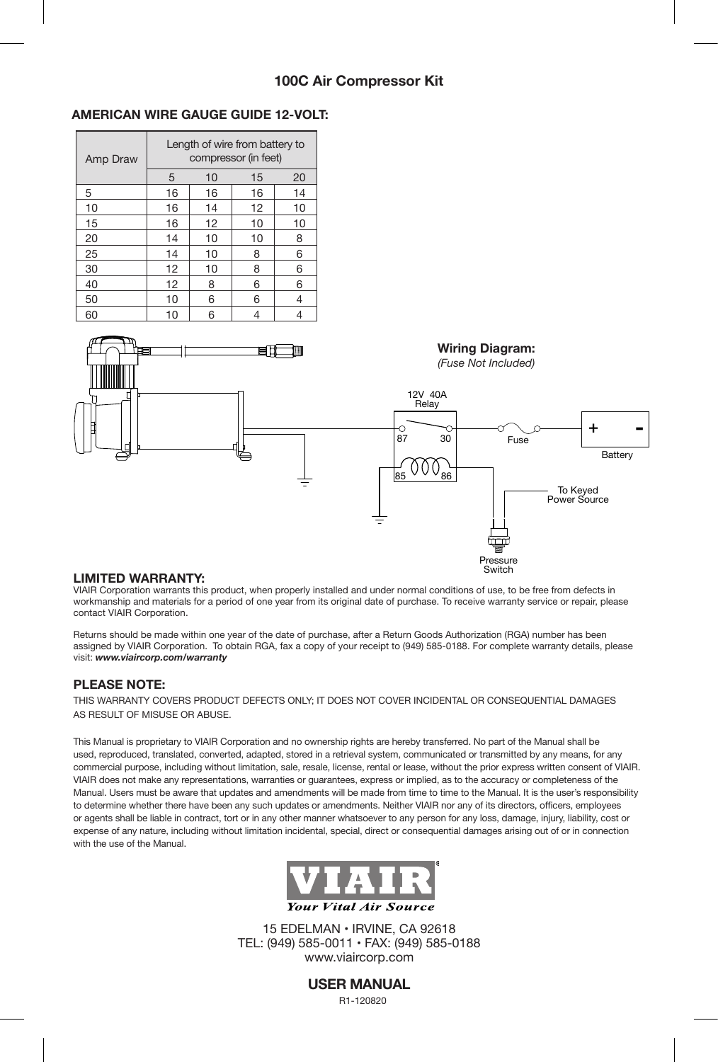## 100C Air Compressor Kit

### AMERICAN WIRE GAUGE GUIDE 12-VOLT:

| Amp Draw | Length of wire from battery to compressor (in feet) | | | |
|---|---|---|---|---|
| | 5 | 10 | 15 | 20 |
| 5 | 16 | 16 | 16 | 14 |
| 10 | 16 | 14 | 12 | 10 |
| 15 | 16 | 12 | 10 | 10 |
| 20 | 14 | 10 | 10 | 8 |
| 25 | 14 | 10 | 8 | 6 |
| 30 | 12 | 10 | 8 | 6 |
| 40 | 12 | 8 | 6 | 6 |
| 50 | 10 | 6 | 6 | 4 |
| 60 | 10 | 6 | 4 | 4 |

**Wiring Diagram:**
*(Fuse Not Included)*

12V 40A
Relay
87
30
85
86
Fuse
+
-
Battery
To Keyed
Power Source
Pressure
Switch

### LIMITED WARRANTY:

VIAIR Corporation warrants this product, when properly installed and under normal conditions of use, to be free from defects in workmanship and materials for a period of one year from its original date of purchase. To receive warranty service or repair, please contact VIAIR Corporation.

Returns should be made within one year of the date of purchase, after a Return Goods Authorization (RGA) number has been assigned by VIAIR Corporation. To obtain RGA, fax a copy of your receipt to (949) 585-0188. For complete warranty details, please visit: ***www.viaircorp.com/warranty***

### PLEASE NOTE:

THIS WARRANTY COVERS PRODUCT DEFECTS ONLY; IT DOES NOT COVER INCIDENTAL OR CONSEQUENTIAL DAMAGES AS RESULT OF MISUSE OR ABUSE.

This Manual is proprietary to VIAIR Corporation and no ownership rights are hereby transferred. No part of the Manual shall be used, reproduced, translated, converted, adapted, stored in a retrieval system, communicated or transmitted by any means, for any commercial purpose, including without limitation, sale, resale, license, rental or lease, without the prior express written consent of VIAIR. VIAIR does not make any representations, warranties or guarantees, express or implied, as to the accuracy or completeness of the Manual. Users must be aware that updates and amendments will be made from time to time to the Manual. It is the user's responsibility to determine whether there have been any such updates or amendments. Neither VIAIR nor any of its directors, officers, employees or agents shall be liable in contract, tort or in any other manner whatsoever to any person for any loss, damage, injury, liability, cost or expense of any nature, including without limitation incidental, special, direct or consequential damages arising out of or in connection with the use of the Manual.

VIAIR®
*Your Vital Air Source*

15 EDELMAN • IRVINE, CA 92618
TEL: (949) 585-0011 • FAX: (949) 585-0188
www.viaircorp.com

**USER MANUAL**

R1-120820